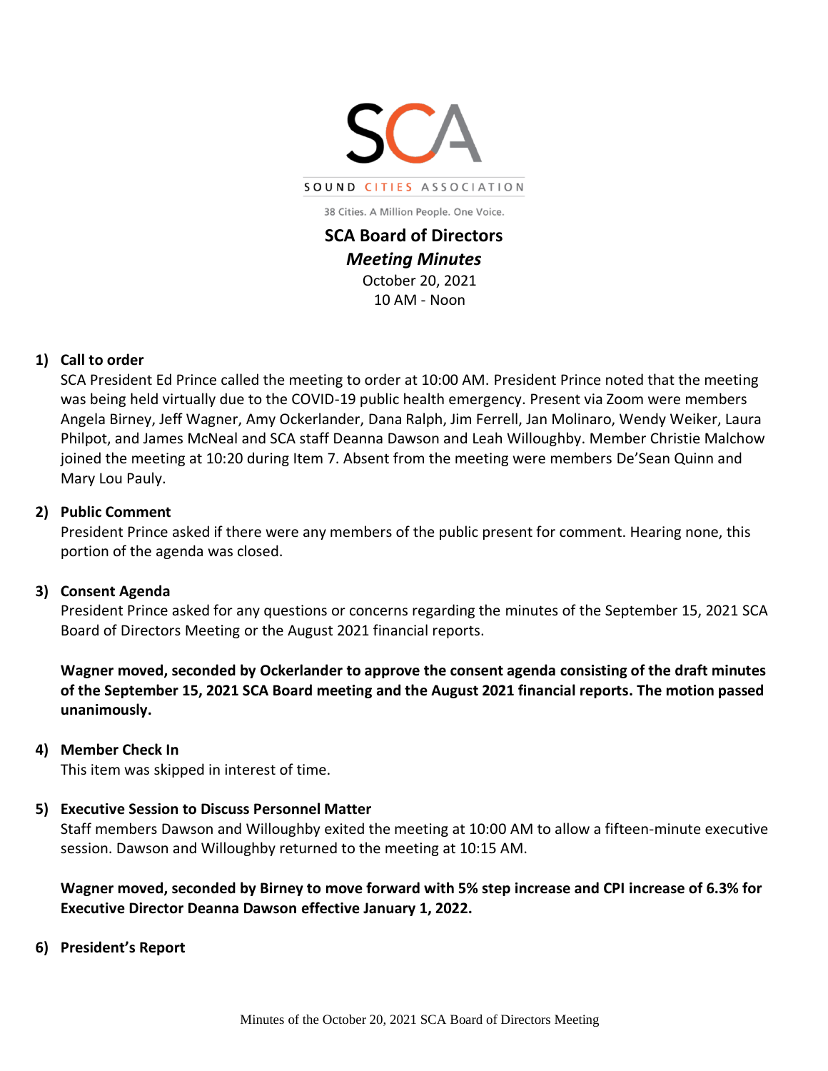SCA

SOUND CITIES ASSOCIATION

38 Cities. A Million People. One Voice.

# SCA Board of Directors

## *Meeting Minutes*

October 20, 2021
10 AM - Noon

### 1) Call to order

SCA President Ed Prince called the meeting to order at 10:00 AM. President Prince noted that the meeting was being held virtually due to the COVID-19 public health emergency. Present via Zoom were members Angela Birney, Jeff Wagner, Amy Ockerlander, Dana Ralph, Jim Ferrell, Jan Molinaro, Wendy Weiker, Laura Philpot, and James McNeal and SCA staff Deanna Dawson and Leah Willoughby. Member Christie Malchow joined the meeting at 10:20 during Item 7. Absent from the meeting were members De'Sean Quinn and Mary Lou Pauly.

### 2) Public Comment

President Prince asked if there were any members of the public present for comment. Hearing none, this portion of the agenda was closed.

### 3) Consent Agenda

President Prince asked for any questions or concerns regarding the minutes of the September 15, 2021 SCA Board of Directors Meeting or the August 2021 financial reports.

**Wagner moved, seconded by Ockerlander to approve the consent agenda consisting of the draft minutes of the September 15, 2021 SCA Board meeting and the August 2021 financial reports. The motion passed unanimously.**

### 4) Member Check In

This item was skipped in interest of time.

### 5) Executive Session to Discuss Personnel Matter

Staff members Dawson and Willoughby exited the meeting at 10:00 AM to allow a fifteen-minute executive session. Dawson and Willoughby returned to the meeting at 10:15 AM.

**Wagner moved, seconded by Birney to move forward with 5% step increase and CPI increase of 6.3% for Executive Director Deanna Dawson effective January 1, 2022.**

### 6) President's Report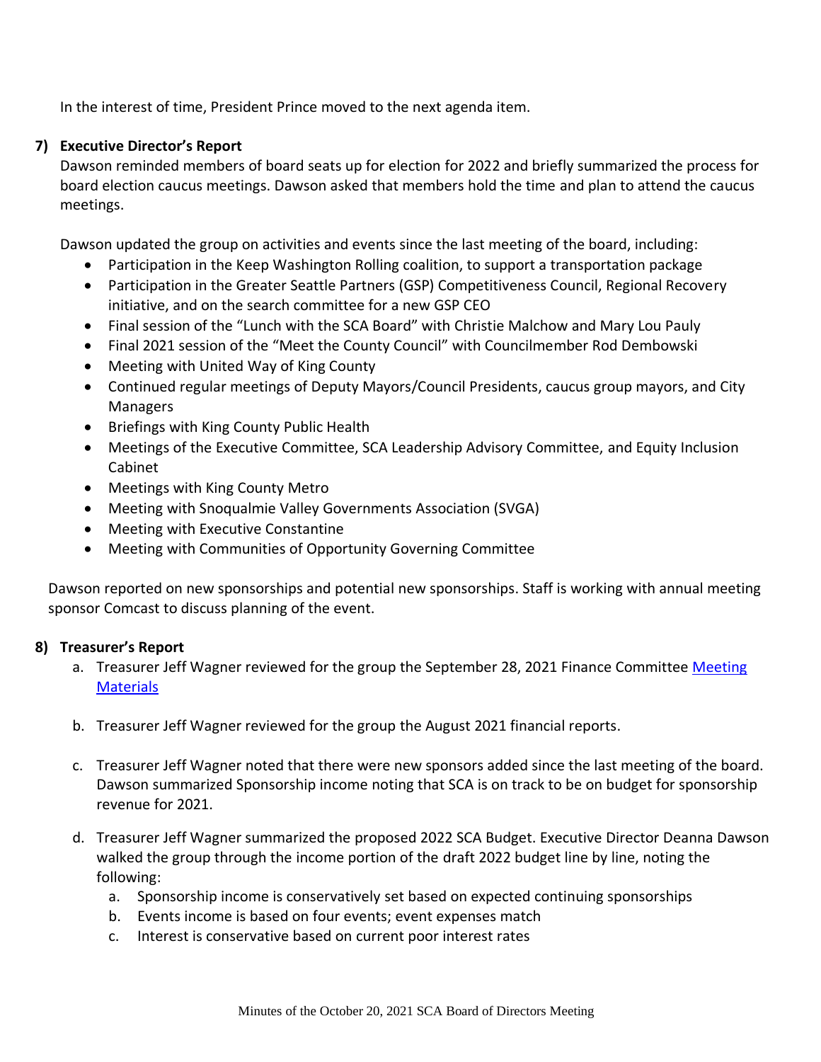In the interest of time, President Prince moved to the next agenda item.

**7) Executive Director's Report**

Dawson reminded members of board seats up for election for 2022 and briefly summarized the process for board election caucus meetings. Dawson asked that members hold the time and plan to attend the caucus meetings.

Dawson updated the group on activities and events since the last meeting of the board, including:

- Participation in the Keep Washington Rolling coalition, to support a transportation package
- Participation in the Greater Seattle Partners (GSP) Competitiveness Council, Regional Recovery initiative, and on the search committee for a new GSP CEO
- Final session of the "Lunch with the SCA Board" with Christie Malchow and Mary Lou Pauly
- Final 2021 session of the "Meet the County Council" with Councilmember Rod Dembowski
- Meeting with United Way of King County
- Continued regular meetings of Deputy Mayors/Council Presidents, caucus group mayors, and City Managers
- Briefings with King County Public Health
- Meetings of the Executive Committee, SCA Leadership Advisory Committee, and Equity Inclusion Cabinet
- Meetings with King County Metro
- Meeting with Snoqualmie Valley Governments Association (SVGA)
- Meeting with Executive Constantine
- Meeting with Communities of Opportunity Governing Committee

Dawson reported on new sponsorships and potential new sponsorships. Staff is working with annual meeting sponsor Comcast to discuss planning of the event.

**8) Treasurer's Report**

a. Treasurer Jeff Wagner reviewed for the group the September 28, 2021 Finance Committee Meeting Materials

b. Treasurer Jeff Wagner reviewed for the group the August 2021 financial reports.

c. Treasurer Jeff Wagner noted that there were new sponsors added since the last meeting of the board. Dawson summarized Sponsorship income noting that SCA is on track to be on budget for sponsorship revenue for 2021.

d. Treasurer Jeff Wagner summarized the proposed 2022 SCA Budget. Executive Director Deanna Dawson walked the group through the income portion of the draft 2022 budget line by line, noting the following:
   a. Sponsorship income is conservatively set based on expected continuing sponsorships
   b. Events income is based on four events; event expenses match
   c. Interest is conservative based on current poor interest rates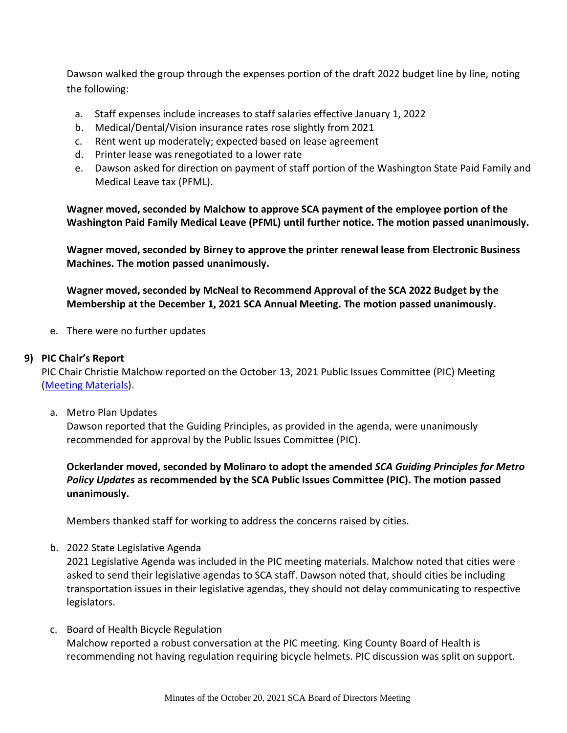Dawson walked the group through the expenses portion of the draft 2022 budget line by line, noting the following:

a. Staff expenses include increases to staff salaries effective January 1, 2022
b. Medical/Dental/Vision insurance rates rose slightly from 2021
c. Rent went up moderately; expected based on lease agreement
d. Printer lease was renegotiated to a lower rate
e. Dawson asked for direction on payment of staff portion of the Washington State Paid Family and Medical Leave tax (PFML).

**Wagner moved, seconded by Malchow to approve SCA payment of the employee portion of the Washington Paid Family Medical Leave (PFML) until further notice. The motion passed unanimously.**

**Wagner moved, seconded by Birney to approve the printer renewal lease from Electronic Business Machines. The motion passed unanimously.**

**Wagner moved, seconded by McNeal to Recommend Approval of the SCA 2022 Budget by the Membership at the December 1, 2021 SCA Annual Meeting. The motion passed unanimously.**

e. There were no further updates

**9) PIC Chair's Report**

PIC Chair Christie Malchow reported on the October 13, 2021 Public Issues Committee (PIC) Meeting ([Meeting Materials](Meeting Materials)).

a. Metro Plan Updates

Dawson reported that the Guiding Principles, as provided in the agenda, were unanimously recommended for approval by the Public Issues Committee (PIC).

**Ockerlander moved, seconded by Molinaro to adopt the amended *SCA Guiding Principles for Metro Policy Updates* as recommended by the SCA Public Issues Committee (PIC). The motion passed unanimously.**

Members thanked staff for working to address the concerns raised by cities.

b. 2022 State Legislative Agenda

2021 Legislative Agenda was included in the PIC meeting materials. Malchow noted that cities were asked to send their legislative agendas to SCA staff. Dawson noted that, should cities be including transportation issues in their legislative agendas, they should not delay communicating to respective legislators.

c. Board of Health Bicycle Regulation

Malchow reported a robust conversation at the PIC meeting. King County Board of Health is recommending not having regulation requiring bicycle helmets. PIC discussion was split on support.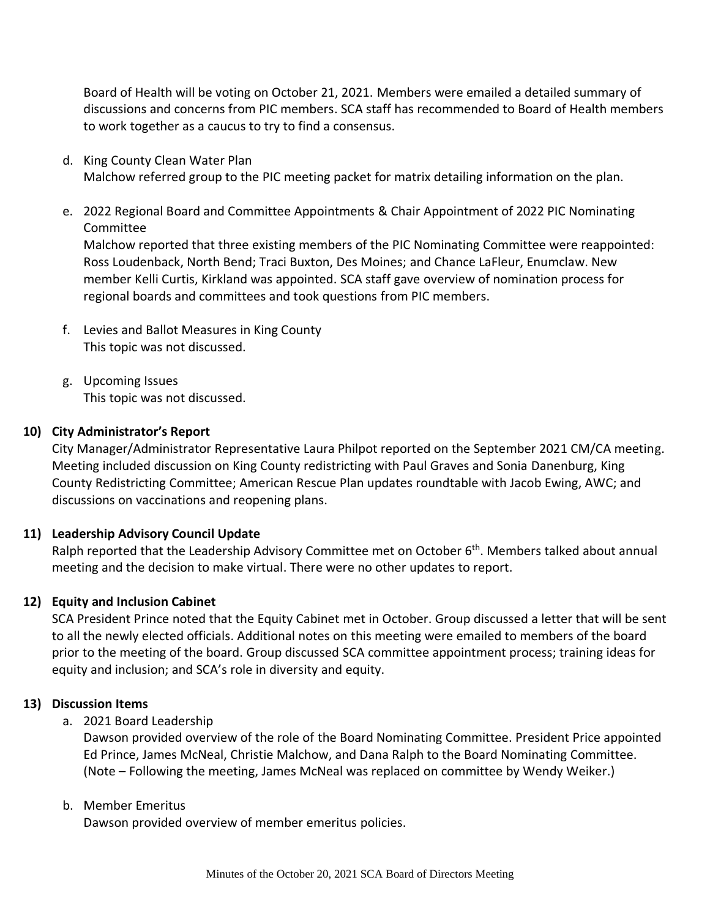Board of Health will be voting on October 21, 2021. Members were emailed a detailed summary of discussions and concerns from PIC members. SCA staff has recommended to Board of Health members to work together as a caucus to try to find a consensus.

d. King County Clean Water Plan
   Malchow referred group to the PIC meeting packet for matrix detailing information on the plan.

e. 2022 Regional Board and Committee Appointments & Chair Appointment of 2022 PIC Nominating Committee
   Malchow reported that three existing members of the PIC Nominating Committee were reappointed: Ross Loudenback, North Bend; Traci Buxton, Des Moines; and Chance LaFleur, Enumclaw. New member Kelli Curtis, Kirkland was appointed. SCA staff gave overview of nomination process for regional boards and committees and took questions from PIC members.

f. Levies and Ballot Measures in King County
   This topic was not discussed.

g. Upcoming Issues
   This topic was not discussed.

**10) City Administrator's Report**

City Manager/Administrator Representative Laura Philpot reported on the September 2021 CM/CA meeting. Meeting included discussion on King County redistricting with Paul Graves and Sonia Danenburg, King County Redistricting Committee; American Rescue Plan updates roundtable with Jacob Ewing, AWC; and discussions on vaccinations and reopening plans.

**11) Leadership Advisory Council Update**

Ralph reported that the Leadership Advisory Committee met on October 6th. Members talked about annual meeting and the decision to make virtual. There were no other updates to report.

**12) Equity and Inclusion Cabinet**

SCA President Prince noted that the Equity Cabinet met in October. Group discussed a letter that will be sent to all the newly elected officials. Additional notes on this meeting were emailed to members of the board prior to the meeting of the board. Group discussed SCA committee appointment process; training ideas for equity and inclusion; and SCA's role in diversity and equity.

**13) Discussion Items**

a. 2021 Board Leadership
   Dawson provided overview of the role of the Board Nominating Committee. President Price appointed Ed Prince, James McNeal, Christie Malchow, and Dana Ralph to the Board Nominating Committee. (Note – Following the meeting, James McNeal was replaced on committee by Wendy Weiker.)

b. Member Emeritus
   Dawson provided overview of member emeritus policies.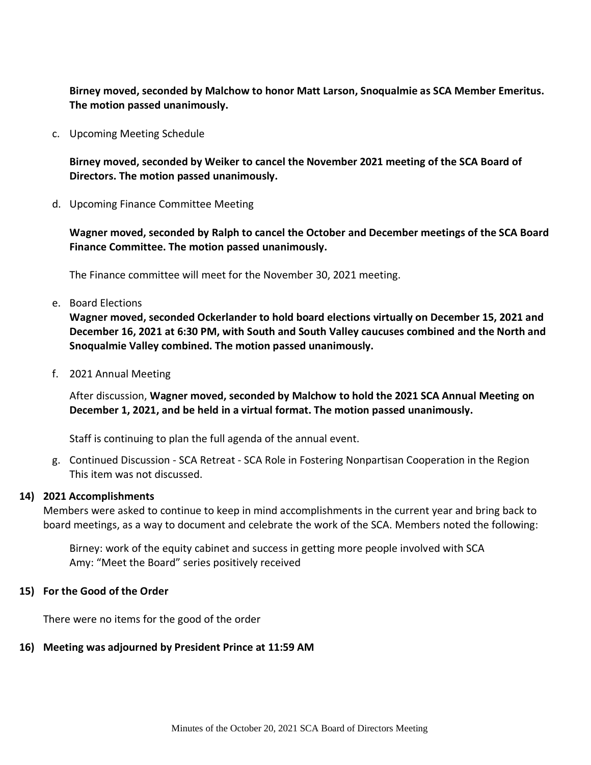**Birney moved, seconded by Malchow to honor Matt Larson, Snoqualmie as SCA Member Emeritus. The motion passed unanimously.**

c. Upcoming Meeting Schedule

**Birney moved, seconded by Weiker to cancel the November 2021 meeting of the SCA Board of Directors. The motion passed unanimously.**

d. Upcoming Finance Committee Meeting

**Wagner moved, seconded by Ralph to cancel the October and December meetings of the SCA Board Finance Committee. The motion passed unanimously.**

The Finance committee will meet for the November 30, 2021 meeting.

e. Board Elections

**Wagner moved, seconded Ockerlander to hold board elections virtually on December 15, 2021 and December 16, 2021 at 6:30 PM, with South and South Valley caucuses combined and the North and Snoqualmie Valley combined. The motion passed unanimously.**

f. 2021 Annual Meeting

After discussion, **Wagner moved, seconded by Malchow to hold the 2021 SCA Annual Meeting on December 1, 2021, and be held in a virtual format. The motion passed unanimously.**

Staff is continuing to plan the full agenda of the annual event.

g. Continued Discussion - SCA Retreat - SCA Role in Fostering Nonpartisan Cooperation in the Region
This item was not discussed.

**14) 2021 Accomplishments**

Members were asked to continue to keep in mind accomplishments in the current year and bring back to board meetings, as a way to document and celebrate the work of the SCA. Members noted the following:

Birney: work of the equity cabinet and success in getting more people involved with SCA
Amy: "Meet the Board" series positively received

**15) For the Good of the Order**

There were no items for the good of the order

**16) Meeting was adjourned by President Prince at 11:59 AM**